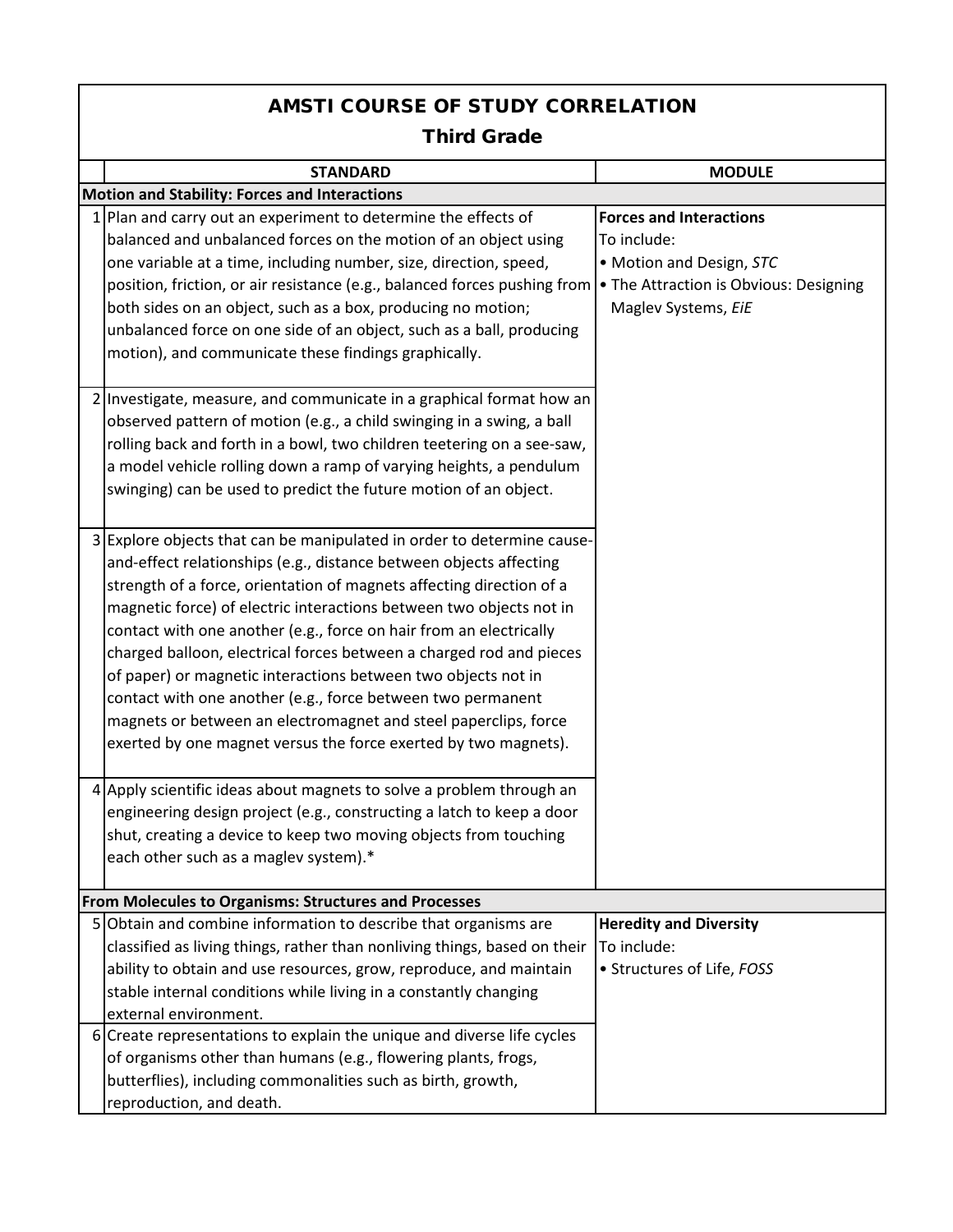# AMSTI COURSE OF STUDY CORRELATION

## Third Grade

| | STANDARD | MODULE |
|---|---|---|
| **Motion and Stability: Forces and Interactions** | | |
| 1 | Plan and carry out an experiment to determine the effects of balanced and unbalanced forces on the motion of an object using one variable at a time, including number, size, direction, speed, position, friction, or air resistance (e.g., balanced forces pushing from both sides on an object, such as a box, producing no motion; unbalanced force on one side of an object, such as a ball, producing motion), and communicate these findings graphically. | **Forces and Interactions** To include: • Motion and Design, *STC* • The Attraction is Obvious: Designing Maglev Systems, *EiE* |
| 2 | Investigate, measure, and communicate in a graphical format how an observed pattern of motion (e.g., a child swinging in a swing, a ball rolling back and forth in a bowl, two children teetering on a see-saw, a model vehicle rolling down a ramp of varying heights, a pendulum swinging) can be used to predict the future motion of an object. | |
| 3 | Explore objects that can be manipulated in order to determine cause-and-effect relationships (e.g., distance between objects affecting strength of a force, orientation of magnets affecting direction of a magnetic force) of electric interactions between two objects not in contact with one another (e.g., force on hair from an electrically charged balloon, electrical forces between a charged rod and pieces of paper) or magnetic interactions between two objects not in contact with one another (e.g., force between two permanent magnets or between an electromagnet and steel paperclips, force exerted by one magnet versus the force exerted by two magnets). | |
| 4 | Apply scientific ideas about magnets to solve a problem through an engineering design project (e.g., constructing a latch to keep a door shut, creating a device to keep two moving objects from touching each other such as a maglev system).* | |
| **From Molecules to Organisms: Structures and Processes** | | |
| 5 | Obtain and combine information to describe that organisms are classified as living things, rather than nonliving things, based on their ability to obtain and use resources, grow, reproduce, and maintain stable internal conditions while living in a constantly changing external environment. | **Heredity and Diversity** To include: • Structures of Life, *FOSS* |
| 6 | Create representations to explain the unique and diverse life cycles of organisms other than humans (e.g., flowering plants, frogs, butterflies), including commonalities such as birth, growth, reproduction, and death. | |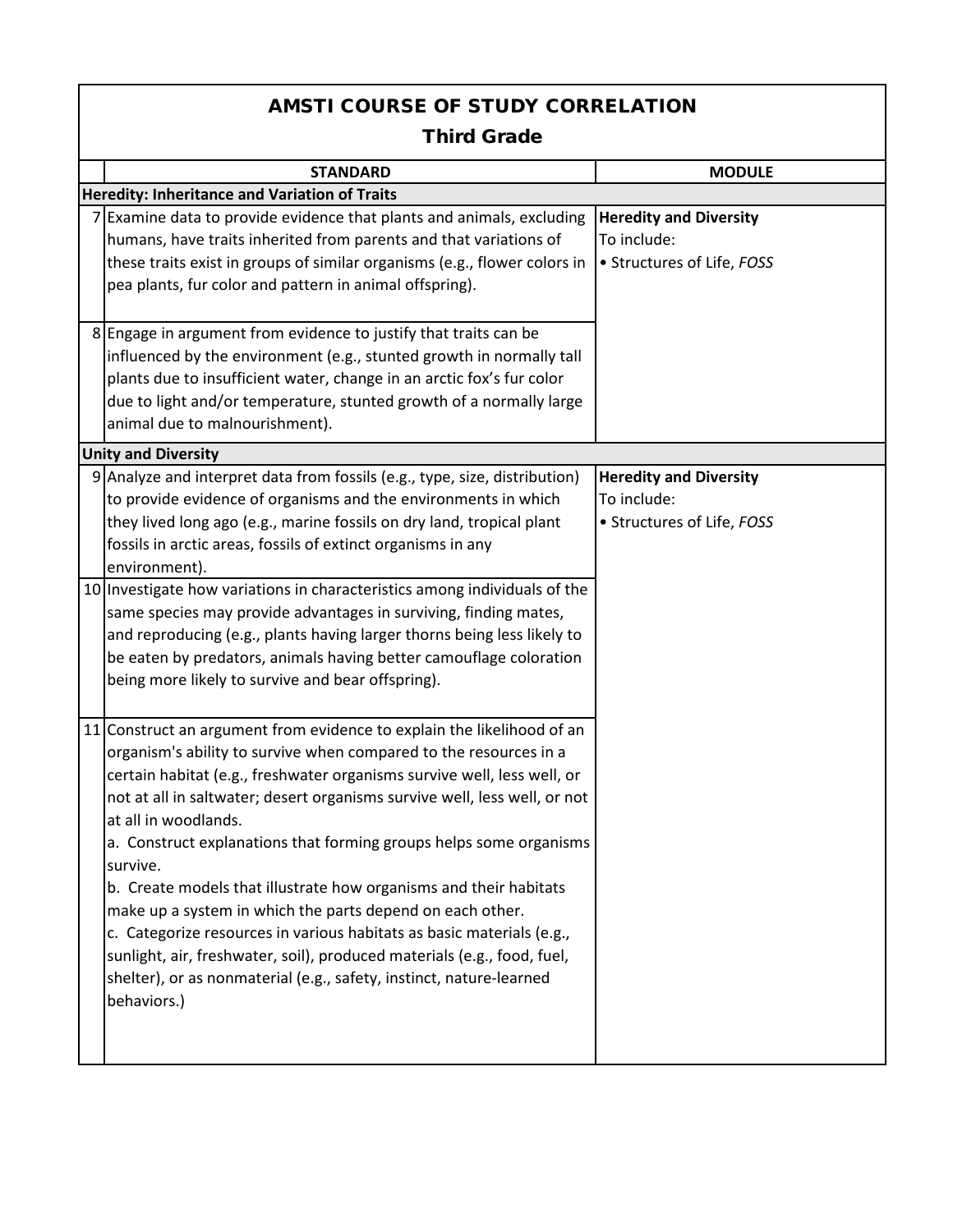# AMSTI COURSE OF STUDY CORRELATION

## Third Grade

| | STANDARD | MODULE |
|---|---|---|
| **Heredity: Inheritance and Variation of Traits** | | |
| 7 | Examine data to provide evidence that plants and animals, excluding humans, have traits inherited from parents and that variations of these traits exist in groups of similar organisms (e.g., flower colors in pea plants, fur color and pattern in animal offspring). | **Heredity and Diversity** To include: • Structures of Life, *FOSS* |
| 8 | Engage in argument from evidence to justify that traits can be influenced by the environment (e.g., stunted growth in normally tall plants due to insufficient water, change in an arctic fox's fur color due to light and/or temperature, stunted growth of a normally large animal due to malnourishment). | |
| **Unity and Diversity** | | |
| 9 | Analyze and interpret data from fossils (e.g., type, size, distribution) to provide evidence of organisms and the environments in which they lived long ago (e.g., marine fossils on dry land, tropical plant fossils in arctic areas, fossils of extinct organisms in any environment). | **Heredity and Diversity** To include: • Structures of Life, *FOSS* |
| 10 | Investigate how variations in characteristics among individuals of the same species may provide advantages in surviving, finding mates, and reproducing (e.g., plants having larger thorns being less likely to be eaten by predators, animals having better camouflage coloration being more likely to survive and bear offspring). | |
| 11 | Construct an argument from evidence to explain the likelihood of an organism's ability to survive when compared to the resources in a certain habitat (e.g., freshwater organisms survive well, less well, or not at all in saltwater; desert organisms survive well, less well, or not at all in woodlands. <br> a. Construct explanations that forming groups helps some organisms survive. <br> b. Create models that illustrate how organisms and their habitats make up a system in which the parts depend on each other. <br> c. Categorize resources in various habitats as basic materials (e.g., sunlight, air, freshwater, soil), produced materials (e.g., food, fuel, shelter), or as nonmaterial (e.g., safety, instinct, nature-learned behaviors.) | |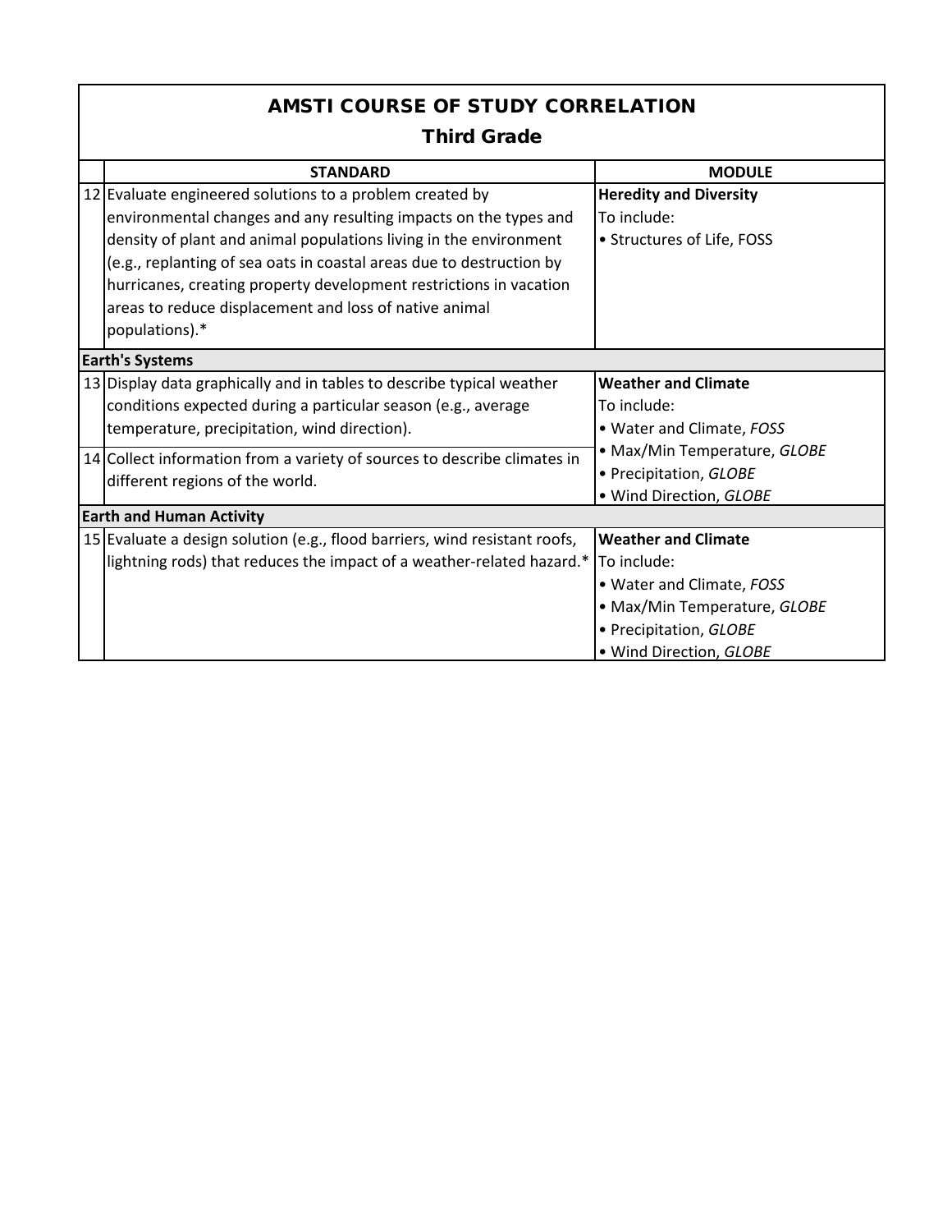# AMSTI COURSE OF STUDY CORRELATION

## Third Grade

| | STANDARD | MODULE |
|---|---|---|
| 12 | Evaluate engineered solutions to a problem created by environmental changes and any resulting impacts on the types and density of plant and animal populations living in the environment (e.g., replanting of sea oats in coastal areas due to destruction by hurricanes, creating property development restrictions in vacation areas to reduce displacement and loss of native animal populations).* | **Heredity and Diversity**<br>To include:<br>• Structures of Life, FOSS |
| **Earth's Systems** | | |
| 13 | Display data graphically and in tables to describe typical weather conditions expected during a particular season (e.g., average temperature, precipitation, wind direction). | **Weather and Climate**<br>To include:<br>• Water and Climate, *FOSS*<br>• Max/Min Temperature, *GLOBE*<br>• Precipitation, *GLOBE*<br>• Wind Direction, *GLOBE* |
| 14 | Collect information from a variety of sources to describe climates in different regions of the world. | |
| **Earth and Human Activity** | | |
| 15 | Evaluate a design solution (e.g., flood barriers, wind resistant roofs, lightning rods) that reduces the impact of a weather-related hazard.* | **Weather and Climate**<br>To include:<br>• Water and Climate, *FOSS*<br>• Max/Min Temperature, *GLOBE*<br>• Precipitation, *GLOBE*<br>• Wind Direction, *GLOBE* |